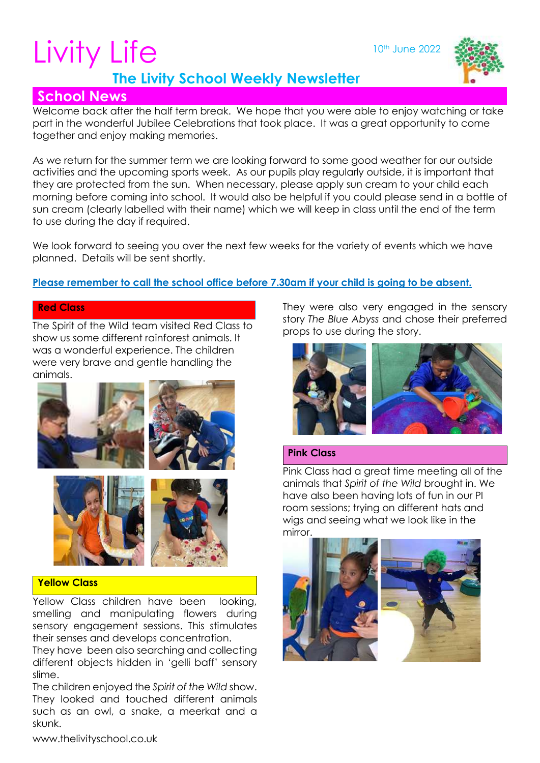# Livity Life

10th June 2022

## The Livity School Weekly Newsletter

## School News

Welcome back after the half term break. We hope that you were able to enjoy watching or take part in the wonderful Jubilee Celebrations that took place. It was a great opportunity to come together and enjoy making memories.

As we return for the summer term we are looking forward to some good weather for our outside activities and the upcoming sports week. As our pupils play regularly outside, it is important that they are protected from the sun. When necessary, please apply sun cream to your child each morning before coming into school. It would also be helpful if you could please send in a bottle of sun cream (clearly labelled with their name) which we will keep in class until the end of the term to use during the day if required.

We look forward to seeing you over the next few weeks for the variety of events which we have planned. Details will be sent shortly.

**Please remember to call the school office before 7.30am if your child is going to be absent.**

### Red Class

The Spirit of the Wild team visited Red Class to show us some different rainforest animals. It was a wonderful experience. The children were very brave and gentle handling the animals.

They were also very engaged in the sensory story *The Blue Abyss* and chose their preferred props to use during the story.

### Yellow Class

Yellow Class children have been looking, smelling and manipulating flowers during sensory engagement sessions. This stimulates their senses and develops concentration.

They have been also searching and collecting different objects hidden in 'gelli baff' sensory slime.

The children enjoyed the *Spirit of the Wild* show. They looked and touched different animals such as an owl, a snake, a meerkat and a skunk.

### Pink Class

Pink Class had a great time meeting all of the animals that *Spirit of the Wild* brought in. We have also been having lots of fun in our PI room sessions; trying on different hats and wigs and seeing what we look like in the mirror.

www.thelivityschool.co.uk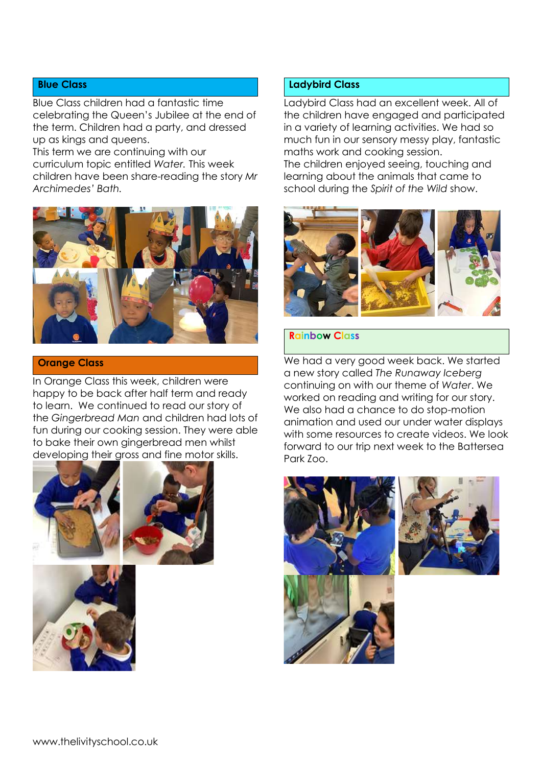## Blue Class

Blue Class children had a fantastic time celebrating the Queen's Jubilee at the end of the term. Children had a party, and dressed up as kings and queens.
This term we are continuing with our curriculum topic entitled *Water.* This week children have been share-reading the story *Mr Archimedes' Bath.*

## Orange Class

In Orange Class this week, children were happy to be back after half term and ready to learn. We continued to read our story of the *Gingerbread Man* and children had lots of fun during our cooking session. They were able to bake their own gingerbread men whilst developing their gross and fine motor skills.

## Ladybird Class

Ladybird Class had an excellent week. All of the children have engaged and participated in a variety of learning activities. We had so much fun in our sensory messy play, fantastic maths work and cooking session.
The children enjoyed seeing, touching and learning about the animals that came to school during the *Spirit of the Wild* show.

## Rainbow Class

We had a very good week back. We started a new story called *The Runaway Iceberg* continuing on with our theme of *Water*. We worked on reading and writing for our story. We also had a chance to do stop-motion animation and used our under water displays with some resources to create videos. We look forward to our trip next week to the Battersea Park Zoo.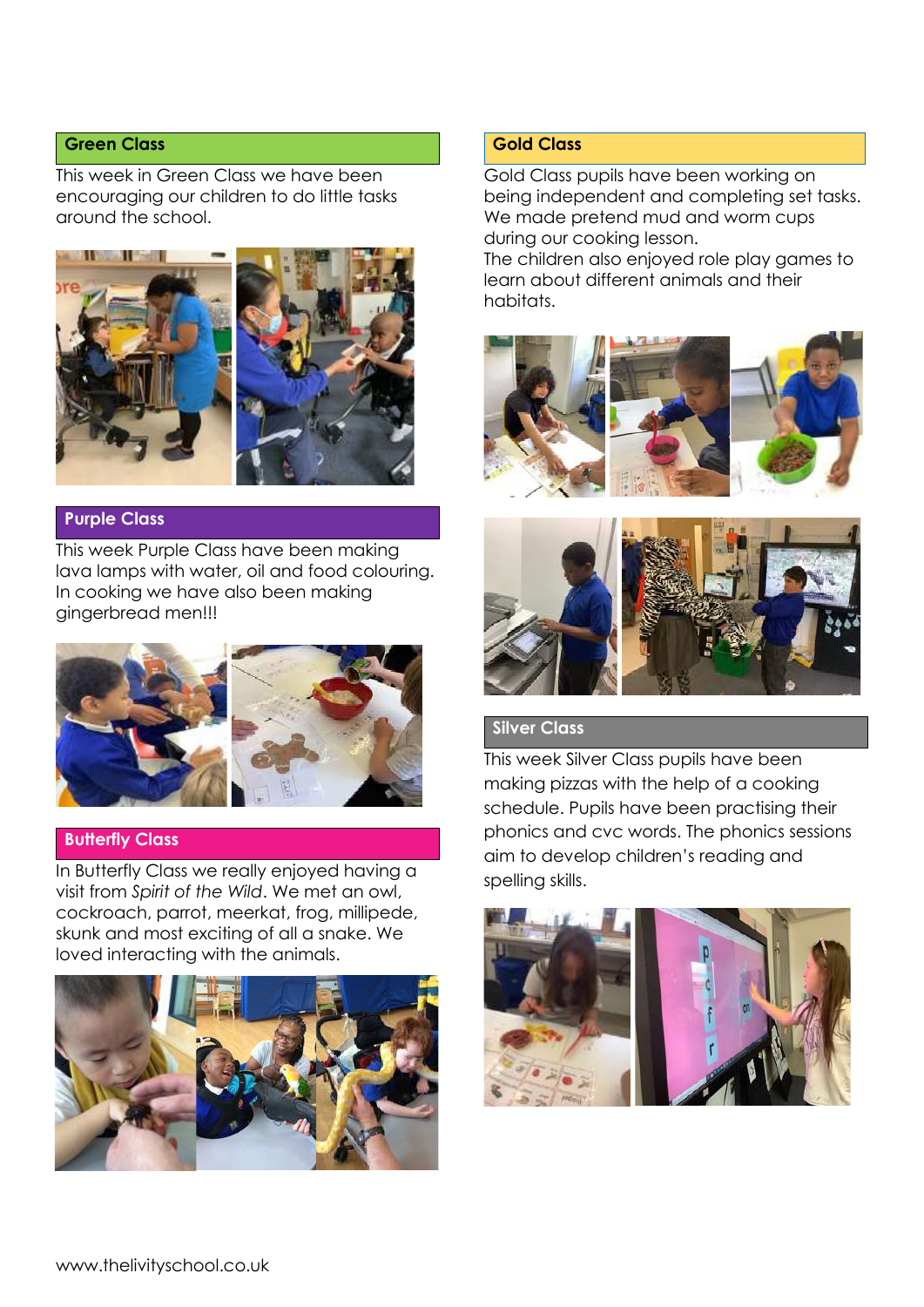## Green Class

This week in Green Class we have been encouraging our children to do little tasks around the school.

## Purple Class

This week Purple Class have been making lava lamps with water, oil and food colouring. In cooking we have also been making gingerbread men!!!

## Butterfly Class

In Butterfly Class we really enjoyed having a visit from *Spirit of the Wild*. We met an owl, cockroach, parrot, meerkat, frog, millipede, skunk and most exciting of all a snake. We loved interacting with the animals.

## Gold Class

Gold Class pupils have been working on being independent and completing set tasks. We made pretend mud and worm cups during our cooking lesson.
The children also enjoyed role play games to learn about different animals and their habitats.

## Silver Class

This week Silver Class pupils have been making pizzas with the help of a cooking schedule. Pupils have been practising their phonics and cvc words. The phonics sessions aim to develop children's reading and spelling skills.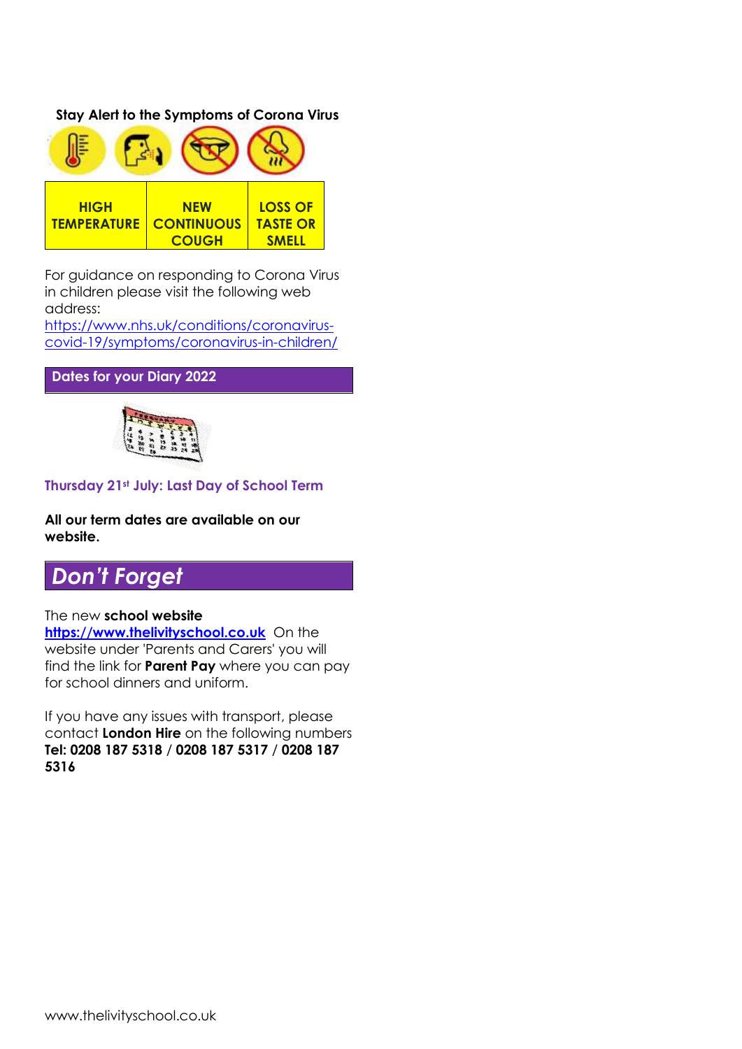**Stay Alert to the Symptoms of Corona Virus**

| HIGH TEMPERATURE | NEW CONTINUOUS COUGH | LOSS OF TASTE OR SMELL |
|---|---|---|

For guidance on responding to Corona Virus in children please visit the following web address:
https://www.nhs.uk/conditions/coronavirus-covid-19/symptoms/coronavirus-in-children/

## Dates for your Diary 2022

**Thursday 21st July: Last Day of School Term**

**All our term dates are available on our website.**

## *Don't Forget*

The new **school website** **https://www.thelivityschool.co.uk** On the website under 'Parents and Carers' you will find the link for **Parent Pay** where you can pay for school dinners and uniform.

If you have any issues with transport, please contact **London Hire** on the following numbers **Tel: 0208 187 5318** / **0208 187 5317** / **0208 187 5316**